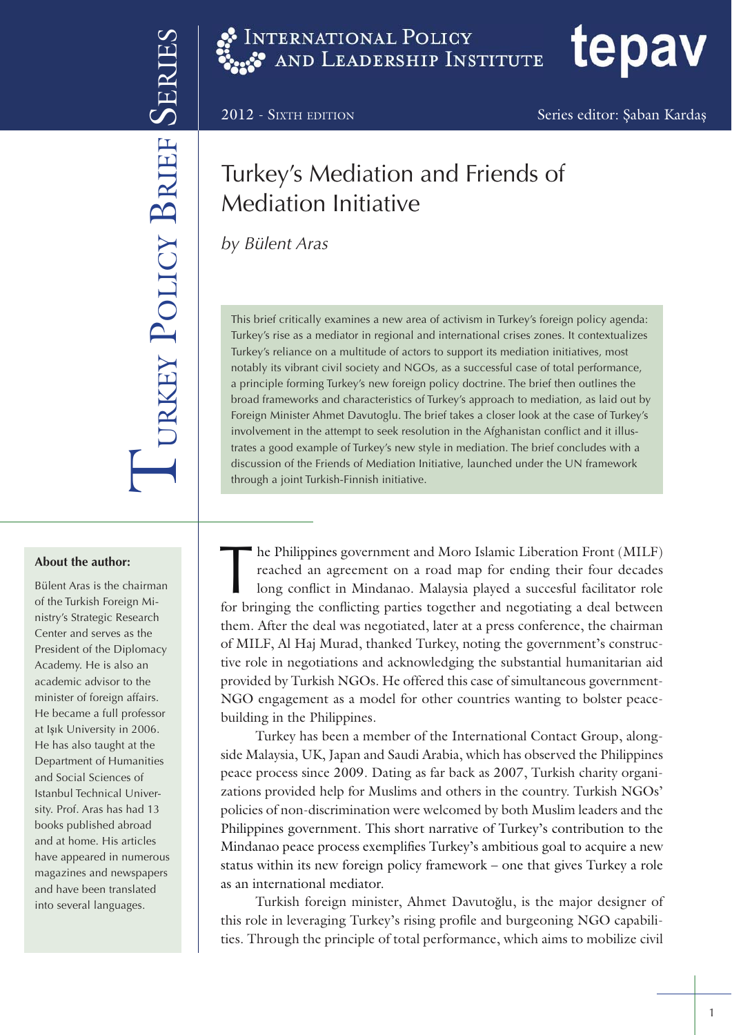INTERNATIONAL POLICY AND LEADERSHIP INSTITUTE

tepav

TURKEY POLICY BRIEF SERIES

2012 - SIXTH EDITION

Series editor: Şaban Kardaş

# Turkey's Mediation and Friends of Mediation Initiative

*by Bülent Aras*

This brief critically examines a new area of activism in Turkey's foreign policy agenda: Turkey's rise as a mediator in regional and international crises zones. It contextualizes Turkey's reliance on a multitude of actors to support its mediation initiatives, most notably its vibrant civil society and NGOs, as a successful case of total performance, a principle forming Turkey's new foreign policy doctrine. The brief then outlines the broad frameworks and characteristics of Turkey's approach to mediation, as laid out by Foreign Minister Ahmet Davutoglu. The brief takes a closer look at the case of Turkey's involvement in the attempt to seek resolution in the Afghanistan conflict and it illustrates a good example of Turkey's new style in mediation. The brief concludes with a discussion of the Friends of Mediation Initiative, launched under the UN framework through a joint Turkish-Finnish initiative.

**About the author:**

Bülent Aras is the chairman of the Turkish Foreign Ministry's Strategic Research Center and serves as the President of the Diplomacy Academy. He is also an academic advisor to the minister of foreign affairs. He became a full professor at Işık University in 2006. He has also taught at the Department of Humanities and Social Sciences of Istanbul Technical University. Prof. Aras has had 13 books published abroad and at home. His articles have appeared in numerous magazines and newspapers and have been translated into several languages.

The Philippines government and Moro Islamic Liberation Front (MILF) reached an agreement on a road map for ending their four decades long conflict in Mindanao. Malaysia played a succesful facilitator role for bringing the conflicting parties together and negotiating a deal between them. After the deal was negotiated, later at a press conference, the chairman of MILF, Al Haj Murad, thanked Turkey, noting the government's constructive role in negotiations and acknowledging the substantial humanitarian aid provided by Turkish NGOs. He offered this case of simultaneous government-NGO engagement as a model for other countries wanting to bolster peace-building in the Philippines.

Turkey has been a member of the International Contact Group, alongside Malaysia, UK, Japan and Saudi Arabia, which has observed the Philippines peace process since 2009. Dating as far back as 2007, Turkish charity organizations provided help for Muslims and others in the country. Turkish NGOs' policies of non-discrimination were welcomed by both Muslim leaders and the Philippines government. This short narrative of Turkey's contribution to the Mindanao peace process exemplifies Turkey's ambitious goal to acquire a new status within its new foreign policy framework – one that gives Turkey a role as an international mediator.

Turkish foreign minister, Ahmet Davutoğlu, is the major designer of this role in leveraging Turkey's rising profile and burgeoning NGO capabilities. Through the principle of total performance, which aims to mobilize civil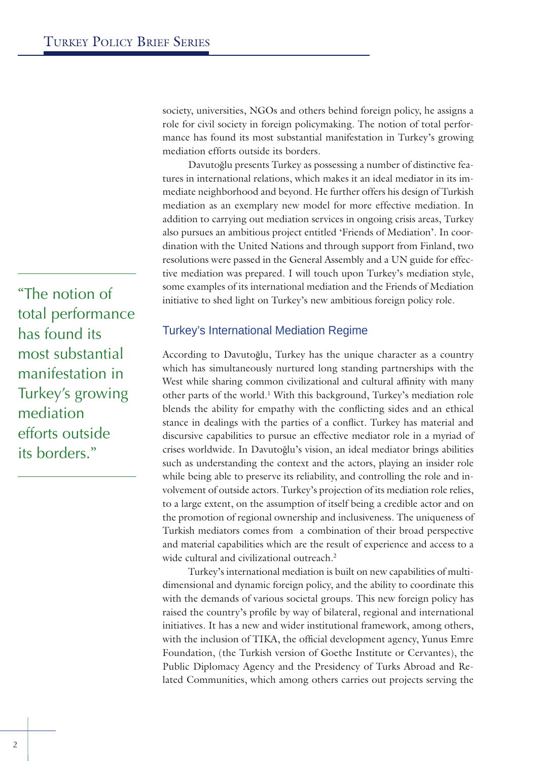society, universities, NGOs and others behind foreign policy, he assigns a role for civil society in foreign policymaking. The notion of total performance has found its most substantial manifestation in Turkey's growing mediation efforts outside its borders.

Davutoğlu presents Turkey as possessing a number of distinctive features in international relations, which makes it an ideal mediator in its immediate neighborhood and beyond. He further offers his design of Turkish mediation as an exemplary new model for more effective mediation. In addition to carrying out mediation services in ongoing crisis areas, Turkey also pursues an ambitious project entitled 'Friends of Mediation'. In coordination with the United Nations and through support from Finland, two resolutions were passed in the General Assembly and a UN guide for effective mediation was prepared. I will touch upon Turkey's mediation style, some examples of its international mediation and the Friends of Mediation initiative to shed light on Turkey's new ambitious foreign policy role.

> "The notion of total performance has found its most substantial manifestation in Turkey's growing mediation efforts outside its borders."

## Turkey's International Mediation Regime

According to Davutoğlu, Turkey has the unique character as a country which has simultaneously nurtured long standing partnerships with the West while sharing common civilizational and cultural affinity with many other parts of the world.[1] With this background, Turkey's mediation role blends the ability for empathy with the conflicting sides and an ethical stance in dealings with the parties of a conflict. Turkey has material and discursive capabilities to pursue an effective mediator role in a myriad of crises worldwide. In Davutoğlu's vision, an ideal mediator brings abilities such as understanding the context and the actors, playing an insider role while being able to preserve its reliability, and controlling the role and involvement of outside actors. Turkey's projection of its mediation role relies, to a large extent, on the assumption of itself being a credible actor and on the promotion of regional ownership and inclusiveness. The uniqueness of Turkish mediators comes from a combination of their broad perspective and material capabilities which are the result of experience and access to a wide cultural and civilizational outreach.[2]

Turkey's international mediation is built on new capabilities of multidimensional and dynamic foreign policy, and the ability to coordinate this with the demands of various societal groups. This new foreign policy has raised the country's profile by way of bilateral, regional and international initiatives. It has a new and wider institutional framework, among others, with the inclusion of TIKA, the official development agency, Yunus Emre Foundation, (the Turkish version of Goethe Institute or Cervantes), the Public Diplomacy Agency and the Presidency of Turks Abroad and Related Communities, which among others carries out projects serving the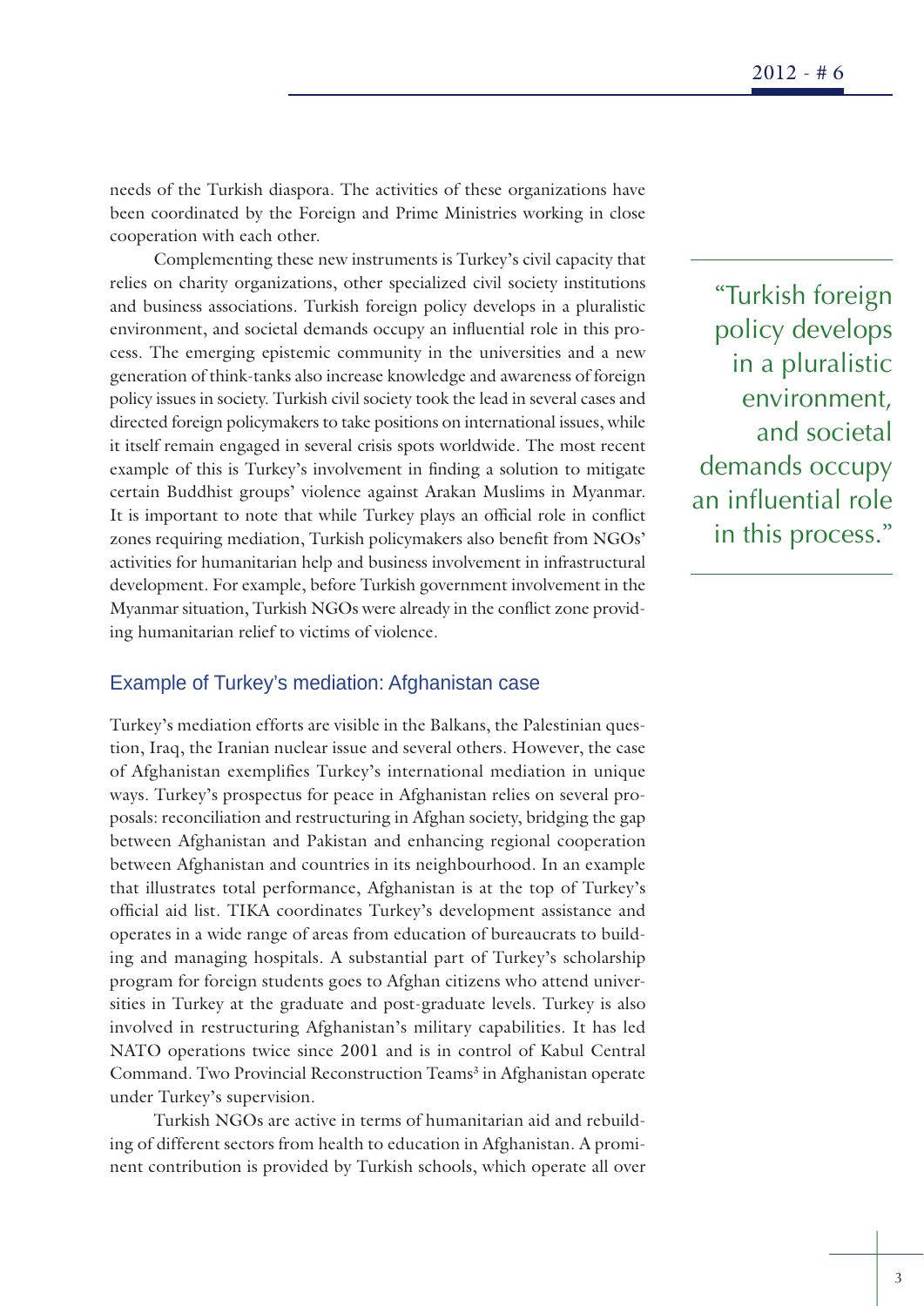needs of the Turkish diaspora. The activities of these organizations have been coordinated by the Foreign and Prime Ministries working in close cooperation with each other.

Complementing these new instruments is Turkey's civil capacity that relies on charity organizations, other specialized civil society institutions and business associations. Turkish foreign policy develops in a pluralistic environment, and societal demands occupy an influential role in this process. The emerging epistemic community in the universities and a new generation of think-tanks also increase knowledge and awareness of foreign policy issues in society. Turkish civil society took the lead in several cases and directed foreign policymakers to take positions on international issues, while it itself remain engaged in several crisis spots worldwide. The most recent example of this is Turkey's involvement in finding a solution to mitigate certain Buddhist groups' violence against Arakan Muslims in Myanmar. It is important to note that while Turkey plays an official role in conflict zones requiring mediation, Turkish policymakers also benefit from NGOs' activities for humanitarian help and business involvement in infrastructural development. For example, before Turkish government involvement in the Myanmar situation, Turkish NGOs were already in the conflict zone providing humanitarian relief to victims of violence.

> "Turkish foreign policy develops in a pluralistic environment, and societal demands occupy an influential role in this process."

## Example of Turkey's mediation: Afghanistan case

Turkey's mediation efforts are visible in the Balkans, the Palestinian question, Iraq, the Iranian nuclear issue and several others. However, the case of Afghanistan exemplifies Turkey's international mediation in unique ways. Turkey's prospectus for peace in Afghanistan relies on several proposals: reconciliation and restructuring in Afghan society, bridging the gap between Afghanistan and Pakistan and enhancing regional cooperation between Afghanistan and countries in its neighbourhood. In an example that illustrates total performance, Afghanistan is at the top of Turkey's official aid list. TIKA coordinates Turkey's development assistance and operates in a wide range of areas from education of bureaucrats to building and managing hospitals. A substantial part of Turkey's scholarship program for foreign students goes to Afghan citizens who attend universities in Turkey at the graduate and post-graduate levels. Turkey is also involved in restructuring Afghanistan's military capabilities. It has led NATO operations twice since 2001 and is in control of Kabul Central Command. Two Provincial Reconstruction Teams[3] in Afghanistan operate under Turkey's supervision.

Turkish NGOs are active in terms of humanitarian aid and rebuilding of different sectors from health to education in Afghanistan. A prominent contribution is provided by Turkish schools, which operate all over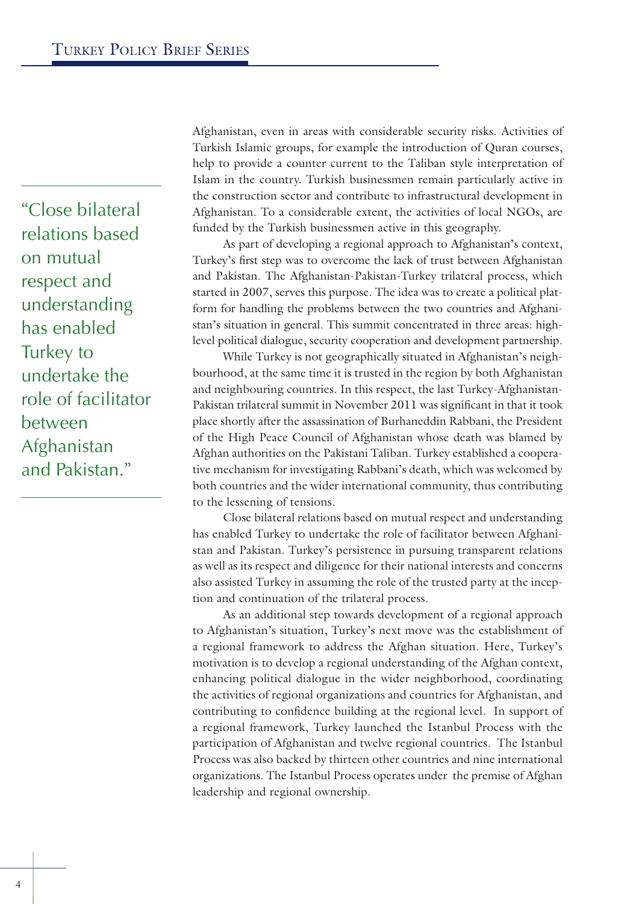Afghanistan, even in areas with considerable security risks. Activities of Turkish Islamic groups, for example the introduction of Quran courses, help to provide a counter current to the Taliban style interpretation of Islam in the country. Turkish businessmen remain particularly active in the construction sector and contribute to infrastructural development in Afghanistan. To a considerable extent, the activities of local NGOs, are funded by the Turkish businessmen active in this geography.

> "Close bilateral relations based on mutual respect and understanding has enabled Turkey to undertake the role of facilitator between Afghanistan and Pakistan."

As part of developing a regional approach to Afghanistan's context, Turkey's first step was to overcome the lack of trust between Afghanistan and Pakistan. The Afghanistan-Pakistan-Turkey trilateral process, which started in 2007, serves this purpose. The idea was to create a political platform for handling the problems between the two countries and Afghanistan's situation in general. This summit concentrated in three areas: high-level political dialogue, security cooperation and development partnership.

While Turkey is not geographically situated in Afghanistan's neighbourhood, at the same time it is trusted in the region by both Afghanistan and neighbouring countries. In this respect, the last Turkey-Afghanistan-Pakistan trilateral summit in November 2011 was significant in that it took place shortly after the assassination of Burhaneddin Rabbani, the President of the High Peace Council of Afghanistan whose death was blamed by Afghan authorities on the Pakistani Taliban. Turkey established a cooperative mechanism for investigating Rabbani's death, which was welcomed by both countries and the wider international community, thus contributing to the lessening of tensions.

Close bilateral relations based on mutual respect and understanding has enabled Turkey to undertake the role of facilitator between Afghanistan and Pakistan. Turkey's persistence in pursuing transparent relations as well as its respect and diligence for their national interests and concerns also assisted Turkey in assuming the role of the trusted party at the inception and continuation of the trilateral process.

As an additional step towards development of a regional approach to Afghanistan's situation, Turkey's next move was the establishment of a regional framework to address the Afghan situation. Here, Turkey's motivation is to develop a regional understanding of the Afghan context, enhancing political dialogue in the wider neighborhood, coordinating the activities of regional organizations and countries for Afghanistan, and contributing to confidence building at the regional level. In support of a regional framework, Turkey launched the Istanbul Process with the participation of Afghanistan and twelve regional countries. The Istanbul Process was also backed by thirteen other countries and nine international organizations. The Istanbul Process operates under the premise of Afghan leadership and regional ownership.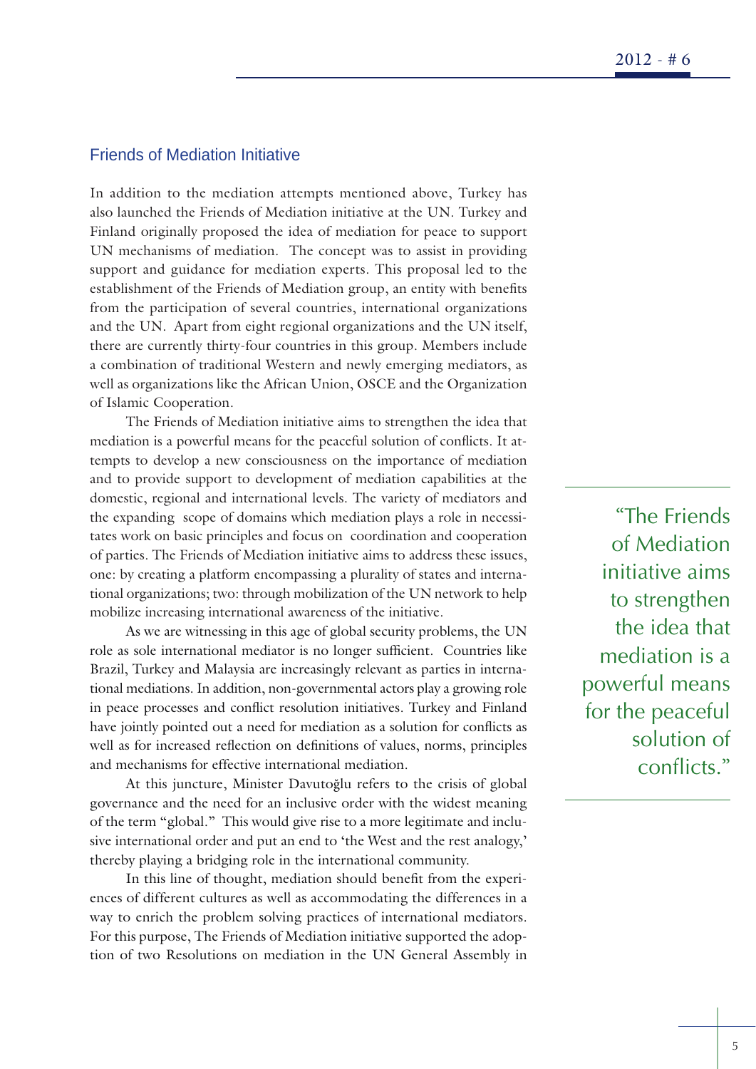## Friends of Mediation Initiative

In addition to the mediation attempts mentioned above, Turkey has also launched the Friends of Mediation initiative at the UN. Turkey and Finland originally proposed the idea of mediation for peace to support UN mechanisms of mediation. The concept was to assist in providing support and guidance for mediation experts. This proposal led to the establishment of the Friends of Mediation group, an entity with benefits from the participation of several countries, international organizations and the UN. Apart from eight regional organizations and the UN itself, there are currently thirty-four countries in this group. Members include a combination of traditional Western and newly emerging mediators, as well as organizations like the African Union, OSCE and the Organization of Islamic Cooperation.

The Friends of Mediation initiative aims to strengthen the idea that mediation is a powerful means for the peaceful solution of conflicts. It attempts to develop a new consciousness on the importance of mediation and to provide support to development of mediation capabilities at the domestic, regional and international levels. The variety of mediators and the expanding scope of domains which mediation plays a role in necessitates work on basic principles and focus on coordination and cooperation of parties. The Friends of Mediation initiative aims to address these issues, one: by creating a platform encompassing a plurality of states and international organizations; two: through mobilization of the UN network to help mobilize increasing international awareness of the initiative.

> "The Friends of Mediation initiative aims to strengthen the idea that mediation is a powerful means for the peaceful solution of conflicts."

As we are witnessing in this age of global security problems, the UN role as sole international mediator is no longer sufficient. Countries like Brazil, Turkey and Malaysia are increasingly relevant as parties in international mediations. In addition, non-governmental actors play a growing role in peace processes and conflict resolution initiatives. Turkey and Finland have jointly pointed out a need for mediation as a solution for conflicts as well as for increased reflection on definitions of values, norms, principles and mechanisms for effective international mediation.

At this juncture, Minister Davutoğlu refers to the crisis of global governance and the need for an inclusive order with the widest meaning of the term "global." This would give rise to a more legitimate and inclusive international order and put an end to 'the West and the rest analogy,' thereby playing a bridging role in the international community.

In this line of thought, mediation should benefit from the experiences of different cultures as well as accommodating the differences in a way to enrich the problem solving practices of international mediators. For this purpose, The Friends of Mediation initiative supported the adoption of two Resolutions on mediation in the UN General Assembly in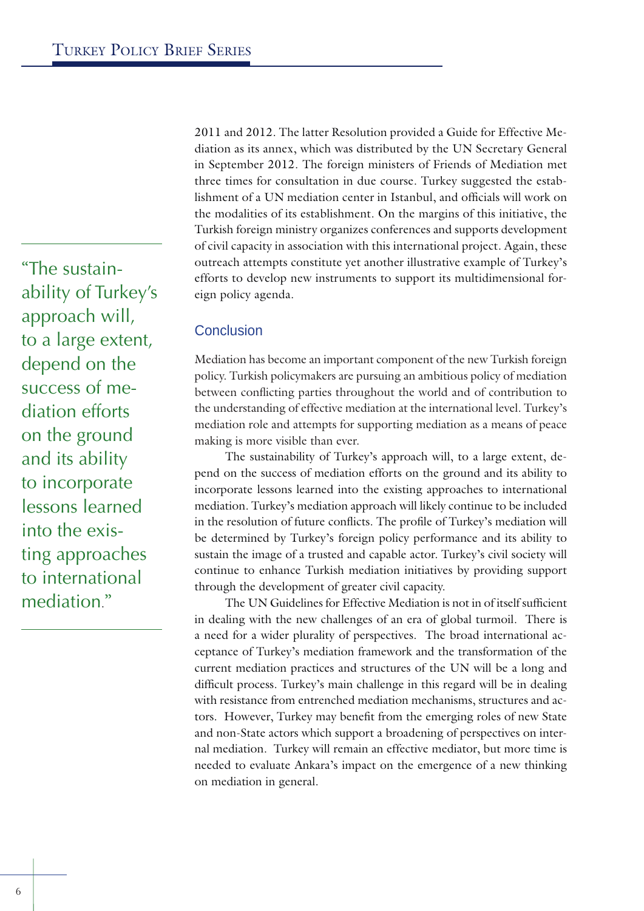2011 and 2012. The latter Resolution provided a Guide for Effective Mediation as its annex, which was distributed by the UN Secretary General in September 2012. The foreign ministers of Friends of Mediation met three times for consultation in due course. Turkey suggested the establishment of a UN mediation center in Istanbul, and officials will work on the modalities of its establishment. On the margins of this initiative, the Turkish foreign ministry organizes conferences and supports development of civil capacity in association with this international project. Again, these outreach attempts constitute yet another illustrative example of Turkey's efforts to develop new instruments to support its multidimensional foreign policy agenda.

> "The sustainability of Turkey's approach will, to a large extent, depend on the success of mediation efforts on the ground and its ability to incorporate lessons learned into the existing approaches to international mediation."

## Conclusion

Mediation has become an important component of the new Turkish foreign policy. Turkish policymakers are pursuing an ambitious policy of mediation between conflicting parties throughout the world and of contribution to the understanding of effective mediation at the international level. Turkey's mediation role and attempts for supporting mediation as a means of peace making is more visible than ever.

The sustainability of Turkey's approach will, to a large extent, depend on the success of mediation efforts on the ground and its ability to incorporate lessons learned into the existing approaches to international mediation. Turkey's mediation approach will likely continue to be included in the resolution of future conflicts. The profile of Turkey's mediation will be determined by Turkey's foreign policy performance and its ability to sustain the image of a trusted and capable actor. Turkey's civil society will continue to enhance Turkish mediation initiatives by providing support through the development of greater civil capacity.

The UN Guidelines for Effective Mediation is not in of itself sufficient in dealing with the new challenges of an era of global turmoil. There is a need for a wider plurality of perspectives. The broad international acceptance of Turkey's mediation framework and the transformation of the current mediation practices and structures of the UN will be a long and difficult process. Turkey's main challenge in this regard will be in dealing with resistance from entrenched mediation mechanisms, structures and actors. However, Turkey may benefit from the emerging roles of new State and non-State actors which support a broadening of perspectives on internal mediation. Turkey will remain an effective mediator, but more time is needed to evaluate Ankara's impact on the emergence of a new thinking on mediation in general.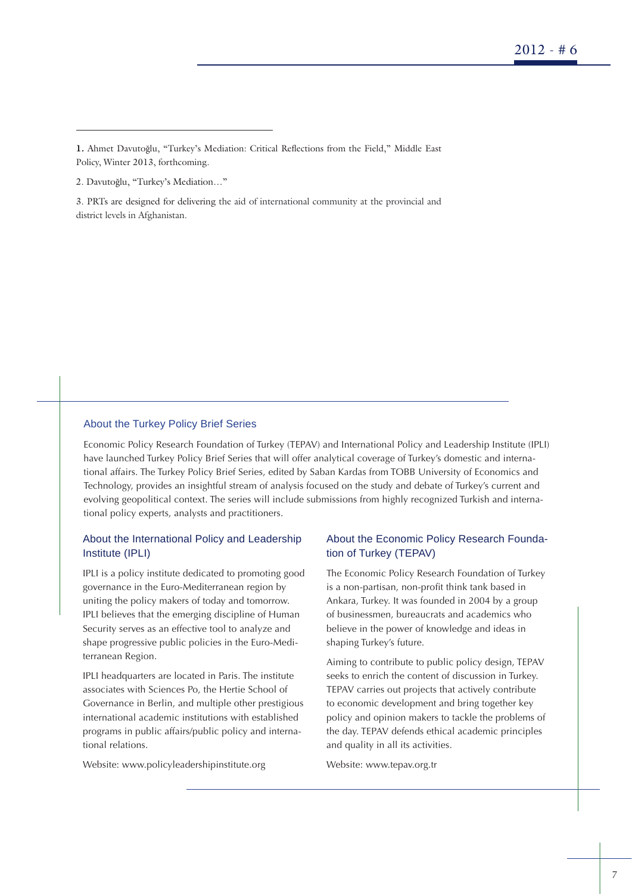1. Ahmet Davutoğlu, "Turkey's Mediation: Critical Reflections from the Field," Middle East Policy, Winter 2013, forthcoming.

2. Davutoğlu, "Turkey's Mediation…"

3. PRTs are designed for delivering the aid of international community at the provincial and district levels in Afghanistan.

## About the Turkey Policy Brief Series

Economic Policy Research Foundation of Turkey (TEPAV) and International Policy and Leadership Institute (IPLI) have launched Turkey Policy Brief Series that will offer analytical coverage of Turkey's domestic and international affairs. The Turkey Policy Brief Series, edited by Saban Kardas from TOBB University of Economics and Technology, provides an insightful stream of analysis focused on the study and debate of Turkey's current and evolving geopolitical context. The series will include submissions from highly recognized Turkish and international policy experts, analysts and practitioners.

## About the International Policy and Leadership Institute (IPLI)

IPLI is a policy institute dedicated to promoting good governance in the Euro-Mediterranean region by uniting the policy makers of today and tomorrow. IPLI believes that the emerging discipline of Human Security serves as an effective tool to analyze and shape progressive public policies in the Euro-Mediterranean Region.

IPLI headquarters are located in Paris. The institute associates with Sciences Po, the Hertie School of Governance in Berlin, and multiple other prestigious international academic institutions with established programs in public affairs/public policy and international relations.

Website: www.policyleadershipinstitute.org

## About the Economic Policy Research Foundation of Turkey (TEPAV)

The Economic Policy Research Foundation of Turkey is a non-partisan, non-profit think tank based in Ankara, Turkey. It was founded in 2004 by a group of businessmen, bureaucrats and academics who believe in the power of knowledge and ideas in shaping Turkey's future.

Aiming to contribute to public policy design, TEPAV seeks to enrich the content of discussion in Turkey. TEPAV carries out projects that actively contribute to economic development and bring together key policy and opinion makers to tackle the problems of the day. TEPAV defends ethical academic principles and quality in all its activities.

Website: www.tepav.org.tr